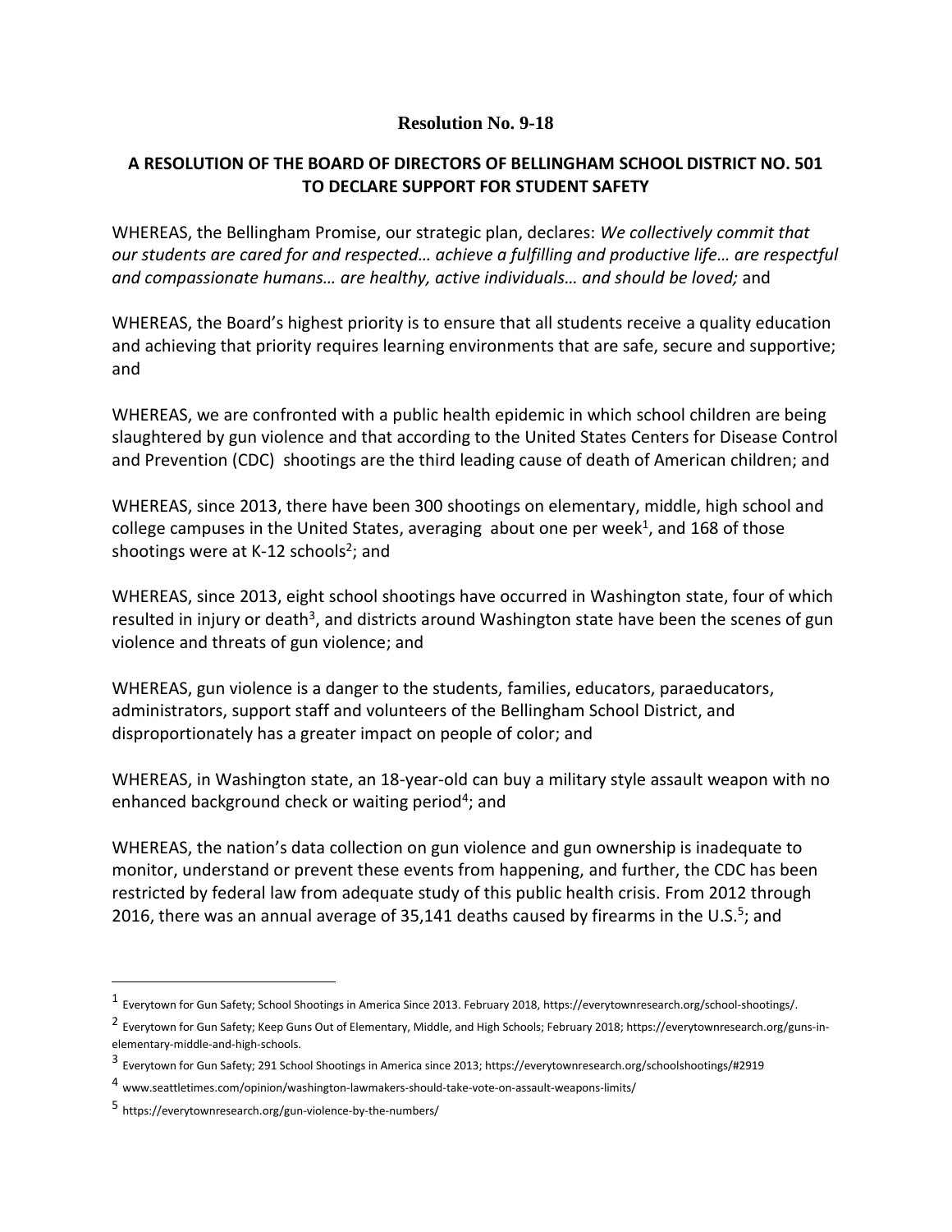**Resolution No. 9-18**

**A RESOLUTION OF THE BOARD OF DIRECTORS OF BELLINGHAM SCHOOL DISTRICT NO. 501 TO DECLARE SUPPORT FOR STUDENT SAFETY**

WHEREAS, the Bellingham Promise, our strategic plan, declares: *We collectively commit that our students are cared for and respected… achieve a fulfilling and productive life… are respectful and compassionate humans… are healthy, active individuals… and should be loved;* and

WHEREAS, the Board's highest priority is to ensure that all students receive a quality education and achieving that priority requires learning environments that are safe, secure and supportive; and

WHEREAS, we are confronted with a public health epidemic in which school children are being slaughtered by gun violence and that according to the United States Centers for Disease Control and Prevention (CDC) shootings are the third leading cause of death of American children; and

WHEREAS, since 2013, there have been 300 shootings on elementary, middle, high school and college campuses in the United States, averaging about one per week[1], and 168 of those shootings were at K-12 schools[2]; and

WHEREAS, since 2013, eight school shootings have occurred in Washington state, four of which resulted in injury or death[3], and districts around Washington state have been the scenes of gun violence and threats of gun violence; and

WHEREAS, gun violence is a danger to the students, families, educators, paraeducators, administrators, support staff and volunteers of the Bellingham School District, and disproportionately has a greater impact on people of color; and

WHEREAS, in Washington state, an 18-year-old can buy a military style assault weapon with no enhanced background check or waiting period[4]; and

WHEREAS, the nation's data collection on gun violence and gun ownership is inadequate to monitor, understand or prevent these events from happening, and further, the CDC has been restricted by federal law from adequate study of this public health crisis. From 2012 through 2016, there was an annual average of 35,141 deaths caused by firearms in the U.S.[5]; and

---

[1] Everytown for Gun Safety; School Shootings in America Since 2013. February 2018, https://everytownresearch.org/school-shootings/.

[2] Everytown for Gun Safety; Keep Guns Out of Elementary, Middle, and High Schools; February 2018; https://everytownresearch.org/guns-in-elementary-middle-and-high-schools.

[3] Everytown for Gun Safety; 291 School Shootings in America since 2013; https://everytownresearch.org/schoolshootings/#2919

[4] www.seattletimes.com/opinion/washington-lawmakers-should-take-vote-on-assault-weapons-limits/

[5] https://everytownresearch.org/gun-violence-by-the-numbers/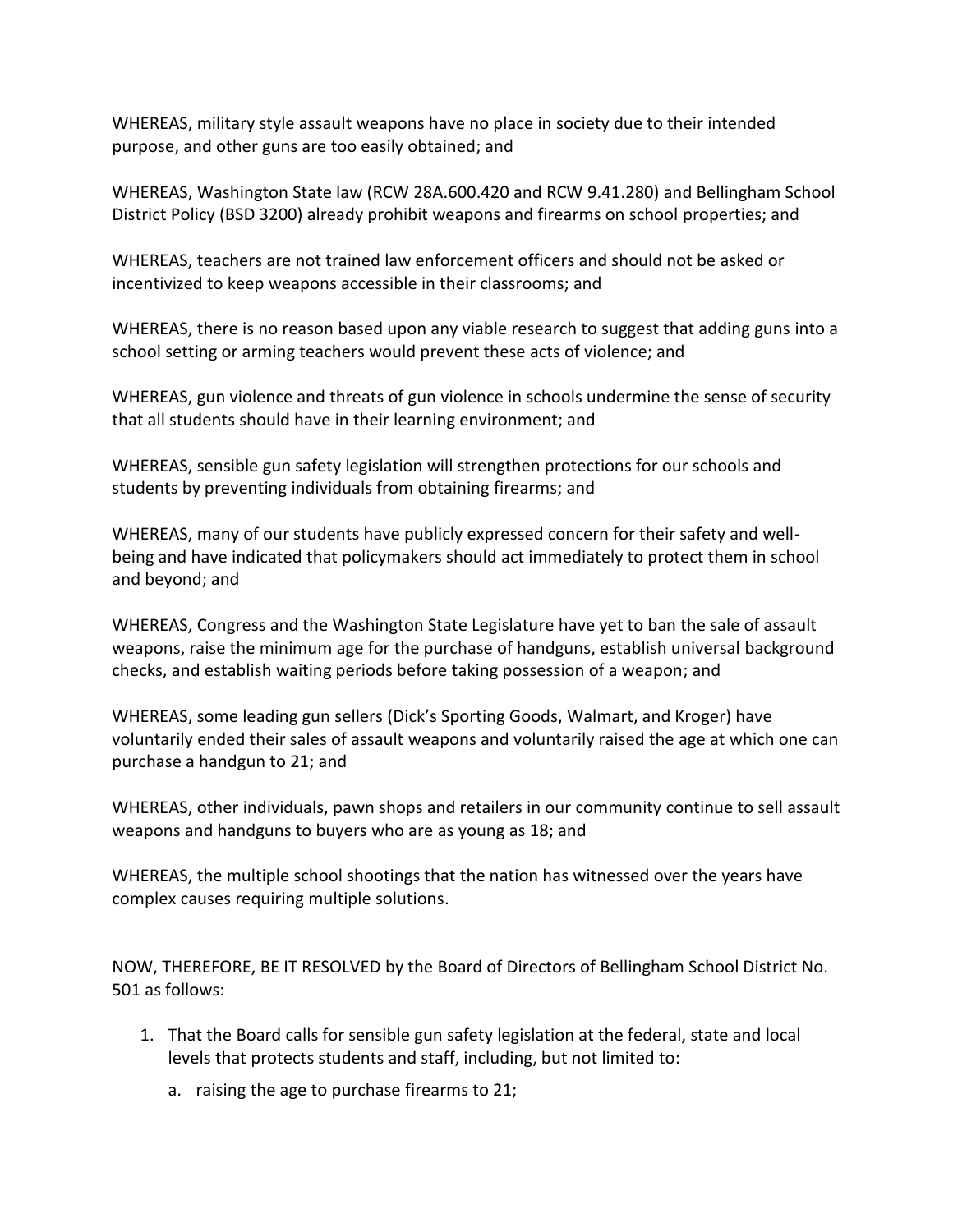WHEREAS, military style assault weapons have no place in society due to their intended purpose, and other guns are too easily obtained; and

WHEREAS, Washington State law (RCW 28A.600.420 and RCW 9.41.280) and Bellingham School District Policy (BSD 3200) already prohibit weapons and firearms on school properties; and

WHEREAS, teachers are not trained law enforcement officers and should not be asked or incentivized to keep weapons accessible in their classrooms; and

WHEREAS, there is no reason based upon any viable research to suggest that adding guns into a school setting or arming teachers would prevent these acts of violence; and

WHEREAS, gun violence and threats of gun violence in schools undermine the sense of security that all students should have in their learning environment; and

WHEREAS, sensible gun safety legislation will strengthen protections for our schools and students by preventing individuals from obtaining firearms; and

WHEREAS, many of our students have publicly expressed concern for their safety and well-being and have indicated that policymakers should act immediately to protect them in school and beyond; and

WHEREAS, Congress and the Washington State Legislature have yet to ban the sale of assault weapons, raise the minimum age for the purchase of handguns, establish universal background checks, and establish waiting periods before taking possession of a weapon; and

WHEREAS, some leading gun sellers (Dick's Sporting Goods, Walmart, and Kroger) have voluntarily ended their sales of assault weapons and voluntarily raised the age at which one can purchase a handgun to 21; and

WHEREAS, other individuals, pawn shops and retailers in our community continue to sell assault weapons and handguns to buyers who are as young as 18; and

WHEREAS, the multiple school shootings that the nation has witnessed over the years have complex causes requiring multiple solutions.

NOW, THEREFORE, BE IT RESOLVED by the Board of Directors of Bellingham School District No. 501 as follows:

1. That the Board calls for sensible gun safety legislation at the federal, state and local levels that protects students and staff, including, but not limited to:
    a. raising the age to purchase firearms to 21;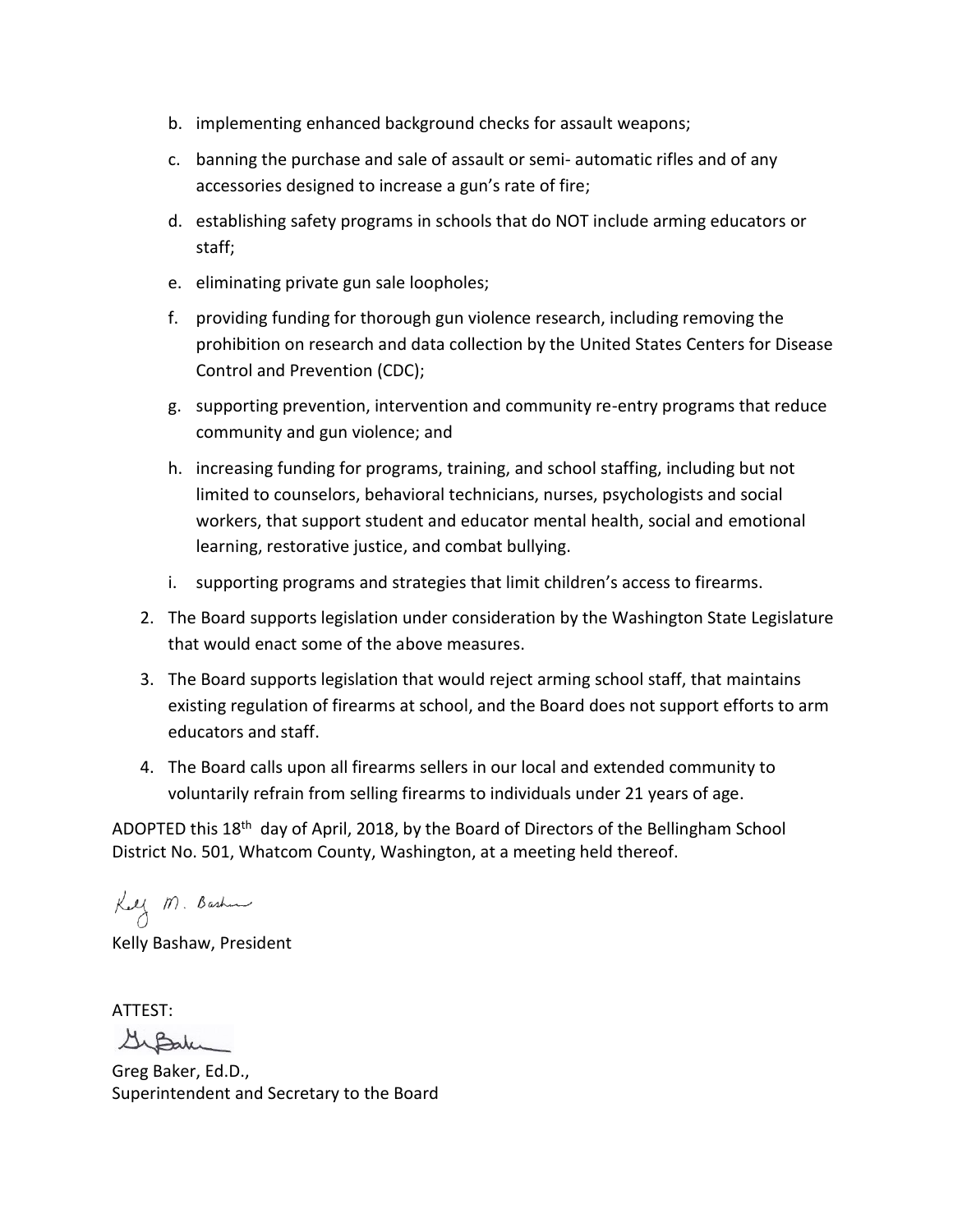b. implementing enhanced background checks for assault weapons;

c. banning the purchase and sale of assault or semi- automatic rifles and of any accessories designed to increase a gun's rate of fire;

d. establishing safety programs in schools that do NOT include arming educators or staff;

e. eliminating private gun sale loopholes;

f. providing funding for thorough gun violence research, including removing the prohibition on research and data collection by the United States Centers for Disease Control and Prevention (CDC);

g. supporting prevention, intervention and community re-entry programs that reduce community and gun violence; and

h. increasing funding for programs, training, and school staffing, including but not limited to counselors, behavioral technicians, nurses, psychologists and social workers, that support student and educator mental health, social and emotional learning, restorative justice, and combat bullying.

i. supporting programs and strategies that limit children's access to firearms.

2. The Board supports legislation under consideration by the Washington State Legislature that would enact some of the above measures.

3. The Board supports legislation that would reject arming school staff, that maintains existing regulation of firearms at school, and the Board does not support efforts to arm educators and staff.

4. The Board calls upon all firearms sellers in our local and extended community to voluntarily refrain from selling firearms to individuals under 21 years of age.

ADOPTED this 18th day of April, 2018, by the Board of Directors of the Bellingham School District No. 501, Whatcom County, Washington, at a meeting held thereof.

Kelly M. Bashaw

Kelly Bashaw, President

ATTEST:

G. Baker

Greg Baker, Ed.D.,
Superintendent and Secretary to the Board